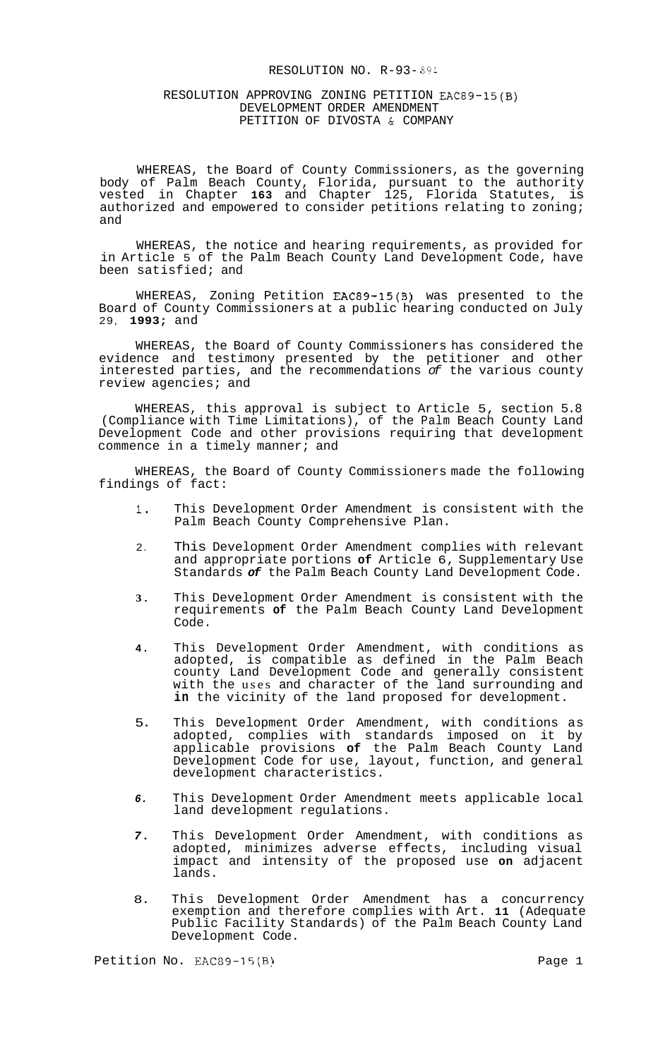# RESOLUTION NO. R-93-894

## RESOLUTION APPROVING ZONING PETITION EAC89-15(B) DEVELOPMENT ORDER AMENDMENT PETITION OF DIVOSTA & COMPANY

WHEREAS, the Board of County Commissioners, as the governing body of Palm Beach County, Florida, pursuant to the authority vested in Chapter **163** and Chapter 125, Florida Statutes, is authorized and empowered to consider petitions relating to zoning; and

WHEREAS, the notice and hearing requirements, as provided for in Article 5 of the Palm Beach County Land Development Code, have been satisfied; and

WHEREAS, Zoning Petition EAC89-15(B) was presented to the Board of County Commissioners at a public hearing conducted on July 29, **1993;** and

WHEREAS, the Board of County Commissioners has considered the evidence and testimony presented by the petitioner and other interested parties, and the recommendations *of* the various county review agencies; and

WHEREAS, this approval is subject to Article 5, section 5.8 (Compliance with Time Limitations), of the Palm Beach County Land Development Code and other provisions requiring that development commence in a timely manner; and

WHEREAS, the Board of County Commissioners made the following findings of fact:

1. This Development Order Amendment is consistent with the Palm Beach County Comprehensive Plan.

2. This Development Order Amendment complies with relevant and appropriate portions **of** Article 6, Supplementary Use Standards *of* the Palm Beach County Land Development Code.

3. This Development Order Amendment is consistent with the requirements **of** the Palm Beach County Land Development Code.

4. This Development Order Amendment, with conditions as adopted, is compatible as defined in the Palm Beach county Land Development Code and generally consistent with the uses and character of the land surrounding and **in** the vicinity of the land proposed for development.

5. This Development Order Amendment, with conditions as adopted, complies with standards imposed on it by applicable provisions **of** the Palm Beach County Land Development Code for use, layout, function, and general development characteristics.

6. This Development Order Amendment meets applicable local land development regulations.

7. This Development Order Amendment, with conditions as adopted, minimizes adverse effects, including visual impact and intensity of the proposed use **on** adjacent lands.

8. This Development Order Amendment has a concurrency exemption and therefore complies with Art. **11** (Adequate Public Facility Standards) of the Palm Beach County Land Development Code.

Petition No. EAC89-15(B)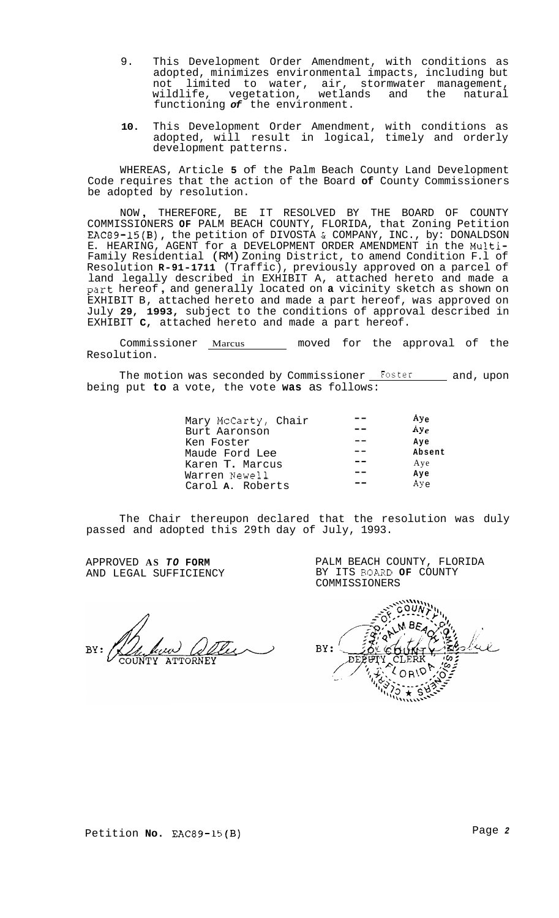9. This Development Order Amendment, with conditions as adopted, minimizes environmental impacts, including but not limited to water, air, stormwater management, wildlife, vegetation, wetlands and the natural functioning *of* the environment.

10. This Development Order Amendment, with conditions as adopted, will result in logical, timely and orderly development patterns.

WHEREAS, Article **5** of the Palm Beach County Land Development Code requires that the action of the Board **of** County Commissioners be adopted by resolution.

NOW, THEREFORE, BE IT RESOLVED BY THE BOARD OF COUNTY COMMISSIONERS **OF** PALM BEACH COUNTY, FLORIDA, that Zoning Petition EAC89-15(B), the petition of DIVOSTA & COMPANY, INC., by: DONALDSON E. HEARING, AGENT for a DEVELOPMENT ORDER AMENDMENT in the Multi-Family Residential (RM) Zoning District, to amend Condition F.1 of Resolution **R-91-1711** (Traffic), previously approved on a parcel of land legally described in EXHIBIT A, attached hereto and made a part hereof, and generally located on **a** vicinity sketch as shown on EXHIBIT B, attached hereto and made a part hereof, was approved on July **29, 1993,** subject to the conditions of approval described in EXHIBIT **C,** attached hereto and made a part hereof.

Commissioner Marcus moved for the approval of the Resolution.

The motion was seconded by Commissioner Foster and, upon being put **to** a vote, the vote **was** as follows:

| | | |
|---|---|---|
| Mary McCarty, Chair | -- | Aye |
| Burt Aaronson | -- | Aye |
| Ken Foster | -- | Aye |
| Maude Ford Lee | -- | Absent |
| Karen T. Marcus | -- | Aye |
| Warren Newell | -- | Aye |
| Carol A. Roberts | -- | Aye |

The Chair thereupon declared that the resolution was duly passed and adopted this 29th day of July, 1993.

APPROVED AS *TO* FORM AND LEGAL SUFFICIENCY

BY: COUNTY ATTORNEY

PALM BEACH COUNTY, FLORIDA BY ITS BOARD **OF** COUNTY COMMISSIONERS

BY: DEPUTY CLERK

Petition **No.** EAC89-15(B)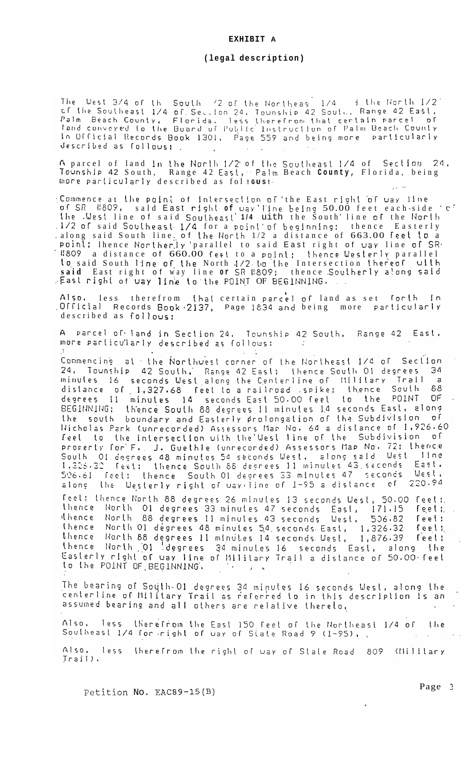**EXHIBIT A**

**(legal description)**

The West 3/4 of the South 1/2 of the Northeast 1/4 of the North 1/2 of the Southeast 1/4 of Section 24, Township 42 South, Range 42 East, Palm Beach County, Florida, less therefrom that certain parcel of land conveyed to the Board of Public Instruction of Palm Beach County in Official Records Book 1301, Page 559 and being more particularly described as follows:

A parcel of land in the North 1/2 of the Southeast 1/4 of Section 24, Township 42 South, Range 42 East, Palm Beach County, Florida, being more particularly described as follows:

Commence at the point of intersection of the East right of way line of SR #809, said East right of way line being 50.00 feet each side of the West line of said Southeast 1/4 with the South line of the North 1/2 of said Southeast 1/4 for a point of beginning; thence Easterly along said South line of the North 1/2 a distance of 663.00 feet to a point; thence Northerly parallel to said East right of way line of SR #809 a distance of 660.00 feet to a point; thence Westerly parallel to said South line of the North 1/2 to the intersection thereof with said East right of way line or SR #809; thence Southerly along said East right of way line to the POINT OF BEGINNING.

Also, less therefrom that certain parcel of land as set forth in Official Records Book 2137, Page 1834 and being more particularly described as follows:

A parcel of land in Section 24, Township 42 South, Range 42 East, more particularly described as follows:

Commencing at the Northwest corner of the Northeast 1/4 of Section 24, Township 42 South, Range 42 East; thence South 01 degrees 34 minutes 16 seconds West along the Centerline of Military Trail a distance of 1,327.68 feet to a railroad spike; thence South 88 degrees 11 minutes 14 seconds East 50.00 feet to the POINT OF BEGINNING; thence South 88 degrees 11 minutes 14 seconds East, along the south boundary and Easterly prolongation of the Subdivision of Nicholas Park (unrecorded) Assessors Map No. 64 a distance of 1,926.60 feet to the intersection with the West line of the Subdivision of property for F. J. Guethle (unrecorded) Assessors Map No. 72; thence South 01 degrees 48 minutes 54 seconds West, along said West line 1,326.32 feet; thence South 88 degrees 11 minutes 43 seconds East, 506.61 feet; thence South 01 degrees 33 minutes 47 seconds West, along the Westerly right of way line of I-95 a distance of 220.94 feet; thence North 88 degrees 26 minutes 13 seconds West, 50.00 feet; thence North 01 degrees 33 minutes 47 seconds East, 171.15 feet; thence North 88 degrees 11 minutes 43 seconds West, 506.82 feet; thence North 01 degrees 48 minutes 54 seconds East, 1,326.32 feet; thence North 88 degrees 11 minutes 14 seconds West, 1,876.39 feet; thence North 01 degrees 34 minutes 16 seconds East, along the Easterly right of way line of Military Trail a distance of 50.00 feet to the POINT OF BEGINNING.

The bearing of South 01 degrees 34 minutes 16 seconds West, along the centerline of Military Trail as referred to in this description is an assumed bearing and all others are relative thereto.

Also, less therefrom the East 150 feet of the Northeast 1/4 of the Southeast 1/4 for right of way of State Road 9 (I-95).

Also, less therefrom the right of way of State Road 809 (Military Trail).

Petition No. EAC89-15(B)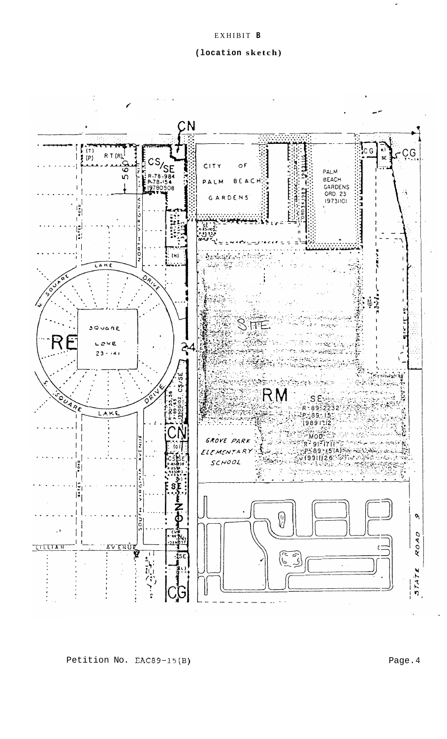EXHIBIT **B**

**(location sketch)**

CN

(T) (P) RT(R)

CS/SE

R-78-984
P-78-154
19780508

CITY OF PALM BEACH GARDENS

PALM BEACH GARDENS ORD. 23 19731101

CG

CG

LAKE DRIVE

SQUARE LAKE 23-141

RE

SITE

RM

SE

R-89-2232
P-89-15
19891212

MOD:
R-91-1711
P-89-15(A)
19911126

CS/SE

CN

GROVE PARK ELEMENTARY SCHOOL

CS/SE

SE

CN

SE

CG

NORTH VIRGINIA AVENUE

SOUTH VIRGINIA AVENUE

LILLIAN AVENUE

STATE ROAD 9

Petition No. EAC89-15(B)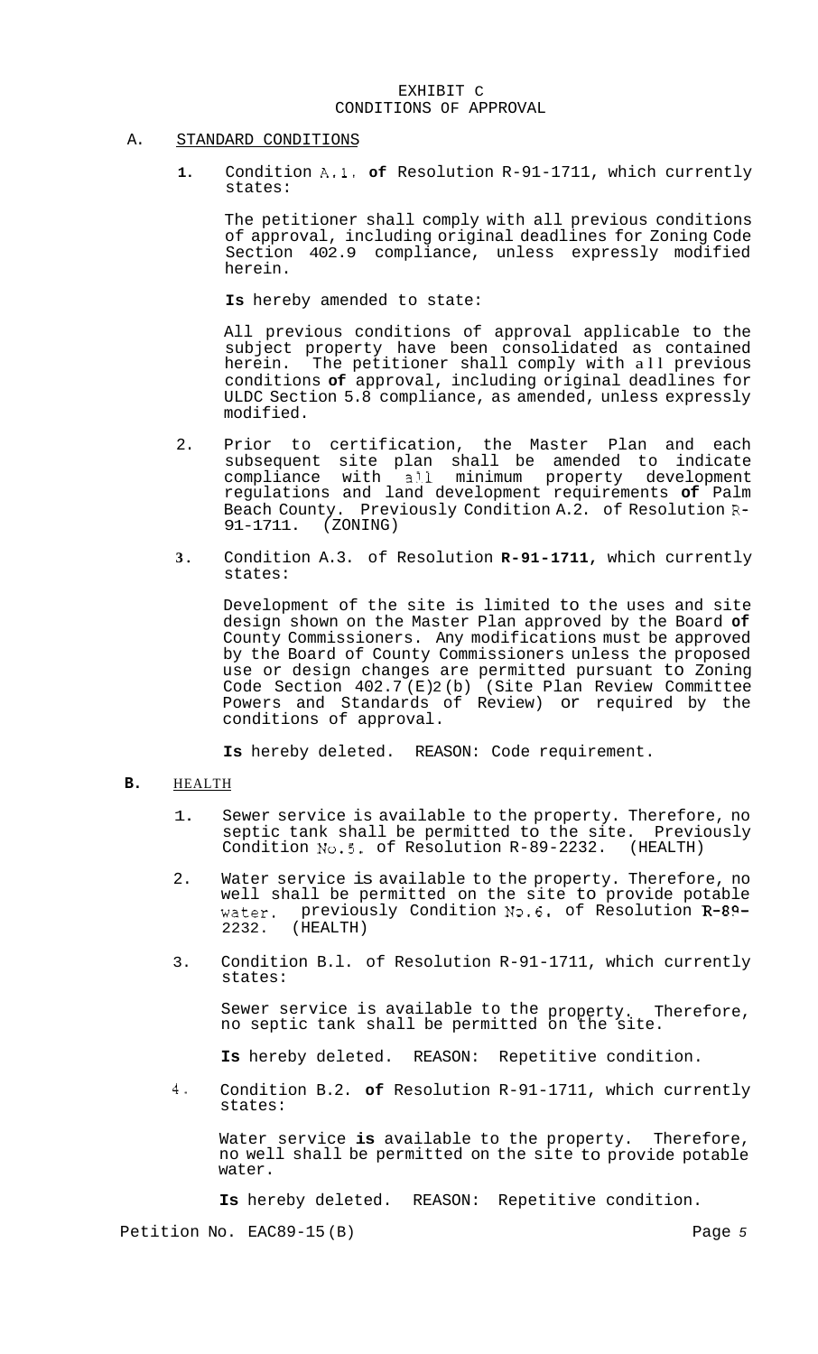EXHIBIT C
CONDITIONS OF APPROVAL

A. STANDARD CONDITIONS

1. Condition A.1. **of** Resolution R-91-1711, which currently states:

   The petitioner shall comply with all previous conditions of approval, including original deadlines for Zoning Code Section 402.9 compliance, unless expressly modified herein.

   **Is** hereby amended to state:

   All previous conditions of approval applicable to the subject property have been consolidated as contained herein. The petitioner shall comply with all previous conditions **of** approval, including original deadlines for ULDC Section 5.8 compliance, as amended, unless expressly modified.

2. Prior to certification, the Master Plan and each subsequent site plan shall be amended to indicate compliance with all minimum property development regulations and land development requirements **of** Palm Beach County. Previously Condition A.2. of Resolution R-91-1711. (ZONING)

3. Condition A.3. of Resolution **R-91-1711,** which currently states:

   Development of the site is limited to the uses and site design shown on the Master Plan approved by the Board **of** County Commissioners. Any modifications must be approved by the Board of County Commissioners unless the proposed use or design changes are permitted pursuant to Zoning Code Section 402.7(E)2(b) (Site Plan Review Committee Powers and Standards of Review) or required by the conditions of approval.

   **Is** hereby deleted. REASON: Code requirement.

**B.** HEALTH

1. Sewer service is available to the property. Therefore, no septic tank shall be permitted to the site. Previously Condition No.5. of Resolution R-89-2232. (HEALTH)

2. Water service is available to the property. Therefore, no well shall be permitted on the site to provide potable water. previously Condition No.6. of Resolution R-89-2232. (HEALTH)

3. Condition B.1. of Resolution R-91-1711, which currently states:

   Sewer service is available to the property. Therefore, no septic tank shall be permitted on the site.

   **Is** hereby deleted. REASON: Repetitive condition.

4. Condition B.2. **of** Resolution R-91-1711, which currently states:

   Water service **is** available to the property. Therefore, no well shall be permitted on the site to provide potable water.

   **Is** hereby deleted. REASON: Repetitive condition.

Petition No. EAC89-15(B)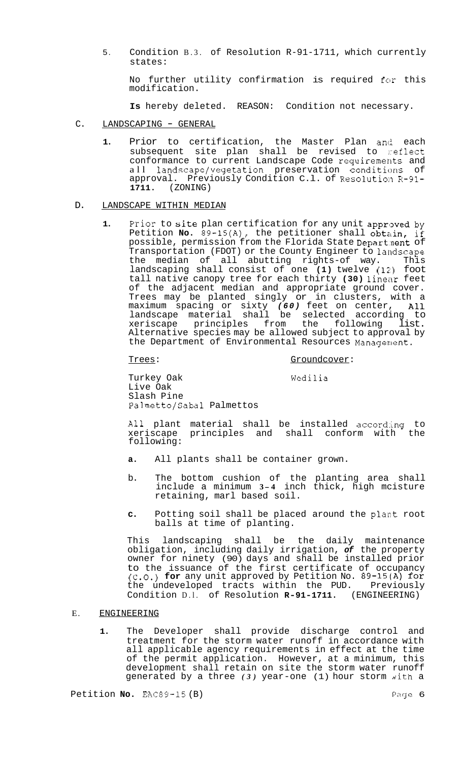5. Condition B.3. of Resolution R-91-1711, which currently states:

   No further utility confirmation is required for this modification.

   **Is** hereby deleted. REASON: Condition not necessary.

C. <u>LANDSCAPING - GENERAL</u>

   **1.** Prior to certification, the Master Plan and each subsequent site plan shall be revised to reflect conformance to current Landscape Code requirements and all landscape/vegetation preservation conditions of approval. Previously Condition C.1. of Resolution R-91-**1711.** (ZONING)

D. <u>LANDSCAPE WITHIN MEDIAN</u>

   **1.** Prior to site plan certification for any unit approved by Petition **No.** 89-15(A), the petitioner shall obtain, if possible, permission from the Florida State Department of Transportation (FDOT) or the County Engineer to landscape the median of all abutting rights-of way. This landscaping shall consist of one **(1)** twelve (12) foot tall native canopy tree for each thirty **(30)** linear feet of the adjacent median and appropriate ground cover. Trees may be planted singly or in clusters, with a maximum spacing or sixty ***(60)*** feet on center, All landscape material shall be selected according to xeriscape principles from the following list. Alternative species may be allowed subject to approval by the Department of Environmental Resources Management.

   | <u>Trees</u>: | <u>Groundcover</u>: |
   |---|---|
   | Turkey Oak | Wedilia |
   | Live Oak | |
   | Slash Pine | |
   | Palmetto/Sabal Palmettos | |

   All plant material shall be installed according to xeriscape principles and shall conform with the following:

   **a.** All plants shall be container grown.

   b. The bottom cushion of the planting area shall include a minimum **3-4** inch thick, high mcisture retaining, marl based soil.

   **c.** Potting soil shall be placed around the plant root balls at time of planting.

   This landscaping shall be the daily maintenance obligation, including daily irrigation, ***of*** the property owner for ninety (90) days and shall be installed prior to the issuance of the first certificate of occupancy (C.O.) **for** any unit approved by Petition No. 89-15(A) for the undeveloped tracts within the PUD. Previously Condition D.1. of Resolution **R-91-1711.** (ENGINEERING)

E. <u>ENGINEERING</u>

   **1.** The Developer shall provide discharge control and treatment for the storm water runoff in accordance with all applicable agency requirements in effect at the time of the permit application. However, at a minimum, this development shall retain on site the storm water runoff generated by a three ***(3)*** year-one (1) hour storm with a

Petition **No.** EAC89-15 (B)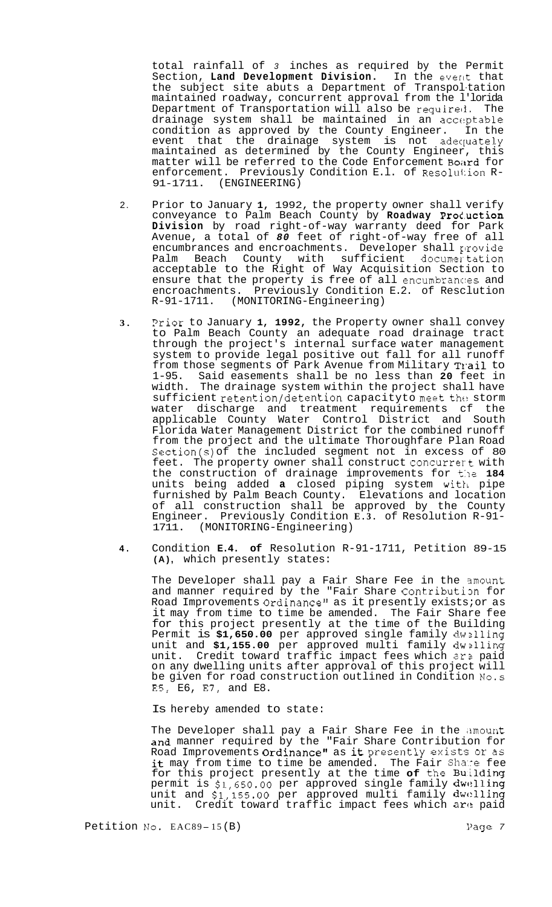total rainfall of 3 inches as required by the Permit Section, **Land Development Division.** In the event that the subject site abuts a Department of Transportation maintained roadway, concurrent approval from the Florida Department of Transportation will also be required. The drainage system shall be maintained in an acceptable condition as approved by the County Engineer. In the event that the drainage system is not adequately maintained as determined by the County Engineer, this matter will be referred to the Code Enforcement Board for enforcement. Previously Condition E.1. of Resolution R-91-1711. (ENGINEERING)

2. Prior to January **1,** 1992, the property owner shall verify conveyance to Palm Beach County by **Roadway Production Division** by road right-of-way warranty deed for Park Avenue, a total of *80* feet of right-of-way free of all encumbrances and encroachments. Developer shall provide Palm Beach County with sufficient documentation acceptable to the Right of Way Acquisition Section to ensure that the property is free of all encumbrances and encroachments. Previously Condition E.2. of Resolution R-91-1711. (MONITORING-Engineering)

3. Prior to January **1, 1992,** the Property owner shall convey to Palm Beach County an adequate road drainage tract through the project's internal surface water management system to provide legal positive out fall for all runoff from those segments of Park Avenue from Military Trail to I-95. Said easements shall be no less than **20** feet in width. The drainage system within the project shall have sufficient retention/detention capacityto meet the storm water discharge and treatment requirements of the applicable County Water Control District and South Florida Water Management District for the combined runoff from the project and the ultimate Thoroughfare Plan Road Section(s) of the included segment not in excess of 80 feet. The property owner shall construct concurrent with the construction of drainage improvements for the **184** units being added **a** closed piping system with pipe furnished by Palm Beach County. Elevations and location of all construction shall be approved by the County Engineer. Previously Condition **E.3.** of Resolution R-91-1711. (MONITORING-Engineering)

4. Condition **E.4. of** Resolution R-91-1711, Petition 89-15 **(A)**, which presently states:

   The Developer shall pay a Fair Share Fee in the amount and manner required by the "Fair Share Contribution for Road Improvements Ordinance" as it presently exists;or as it may from time to time be amended. The Fair Share fee for this project presently at the time of the Building Permit is **$1,650.00** per approved single family dwelling unit and **$1,155.00** per approved multi family dwelling unit. Credit toward traffic impact fees which are paid on any dwelling units after approval of this project will be given for road construction outlined in Condition No.s E5, E6, E7, and E8.

   Is hereby amended to state:

   The Developer shall pay a Fair Share Fee in the amount and manner required by the "Fair Share Contribution for Road Improvements Ordinance" as it presently exists or as it may from time to time be amended. The Fair Share fee for this project presently at the time **of** the Building permit is $1,650.00 per approved single family dwelling unit and $1,155.00 per approved multi family dwelling unit. Credit toward traffic impact fees which are paid

Petition No. EAC89-15(B)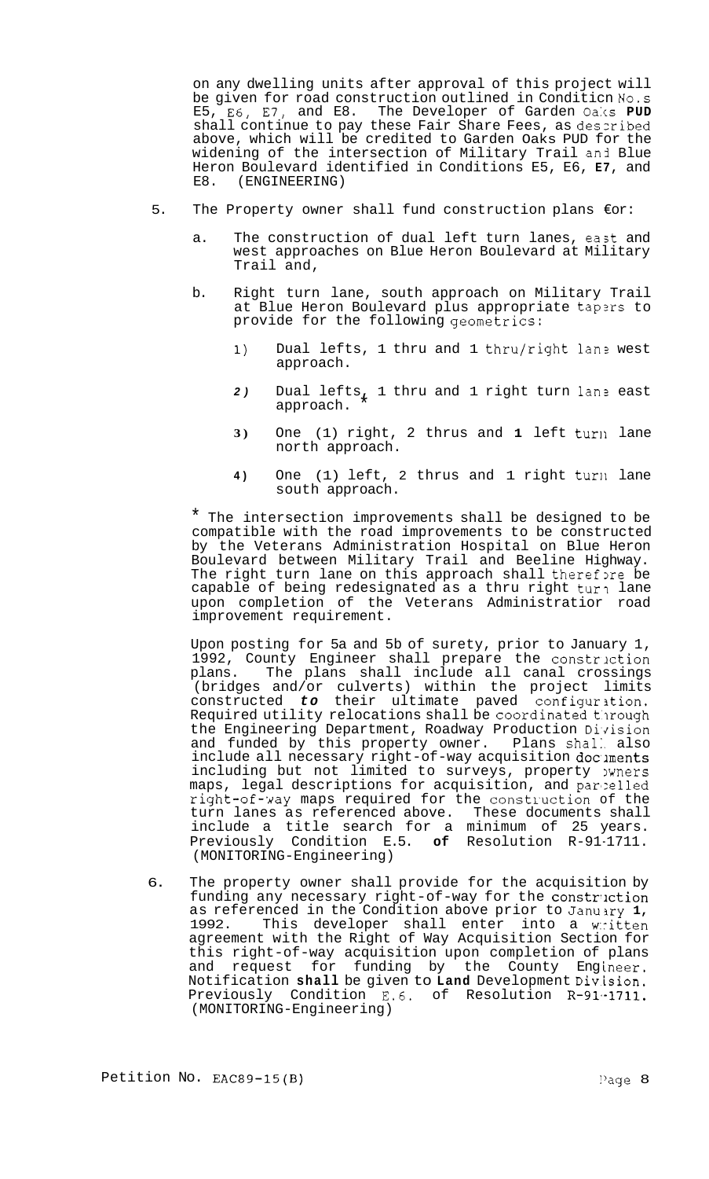on any dwelling units after approval of this project will be given for road construction outlined in Condition No.s E5, E6, E7, and E8. The Developer of Garden Oaks **PUD** shall continue to pay these Fair Share Fees, as described above, which will be credited to Garden Oaks PUD for the widening of the intersection of Military Trail and Blue Heron Boulevard identified in Conditions E5, E6, **E7**, and E8. (ENGINEERING)

5. The Property owner shall fund construction plans for:

   a. The construction of dual left turn lanes, east and west approaches on Blue Heron Boulevard at Military Trail and,

   b. Right turn lane, south approach on Military Trail at Blue Heron Boulevard plus appropriate tapers to provide for the following geometrics:

      1) Dual lefts, 1 thru and 1 thru/right lane west approach.

      2) Dual lefts, 1 thru and 1 right turn lane east approach. *

      3) One (1) right, 2 thrus and **1** left turn lane north approach.

      4) One (1) left, 2 thrus and 1 right turn lane south approach.

   * The intersection improvements shall be designed to be compatible with the road improvements to be constructed by the Veterans Administration Hospital on Blue Heron Boulevard between Military Trail and Beeline Highway. The right turn lane on this approach shall therefore be capable of being redesignated as a thru right turn lane upon completion of the Veterans Administration road improvement requirement.

   Upon posting for 5a and 5b of surety, prior to January 1, 1992, County Engineer shall prepare the construction plans. The plans shall include all canal crossings (bridges and/or culverts) within the project limits constructed *to* their ultimate paved configuration. Required utility relocations shall be coordinated through the Engineering Department, Roadway Production Division and funded by this property owner. Plans shall also include all necessary right-of-way acquisition documents including but not limited to surveys, property owners maps, legal descriptions for acquisition, and parcelled right-of-way maps required for the construction of the turn lanes as referenced above. These documents shall include a title search for a minimum of 25 years. Previously Condition E.5. **of** Resolution R-91-1711. (MONITORING-Engineering)

6. The property owner shall provide for the acquisition by funding any necessary right-of-way for the construction as referenced in the Condition above prior to January **1**, 1992. This developer shall enter into a written agreement with the Right of Way Acquisition Section for this right-of-way acquisition upon completion of plans and request for funding by the County Engineer. Notification **shall** be given to **Land** Development Division. Previously Condition E.6. of Resolution R-91-1711. (MONITORING-Engineering)

Petition No. EAC89-15(B)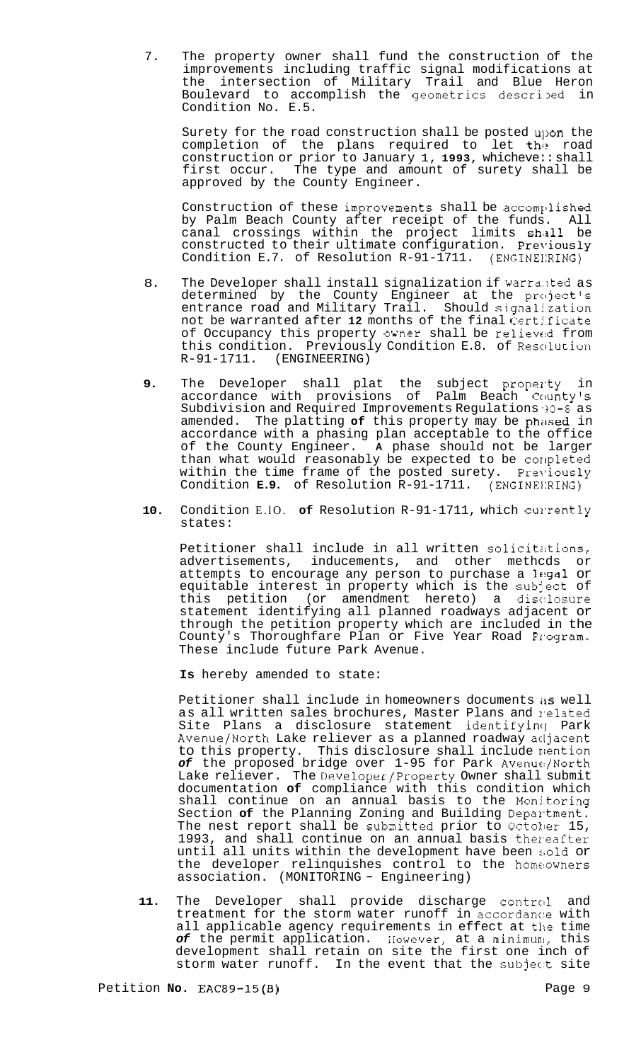7. The property owner shall fund the construction of the improvements including traffic signal modifications at the intersection of Military Trail and Blue Heron Boulevard to accomplish the geometrics described in Condition No. E.5.

   Surety for the road construction shall be posted upon the completion of the plans required to let the road construction or prior to January 1, **1993**, whichever shall first occur. The type and amount of surety shall be approved by the County Engineer.

   Construction of these improvements shall be accomplished by Palm Beach County after receipt of the funds. All canal crossings within the project limits shall be constructed to their ultimate configuration. Previously Condition E.7. of Resolution R-91-1711. (ENGINEERING)

8. The Developer shall install signalization if warranted as determined by the County Engineer at the project's entrance road and Military Trail. Should signalization not be warranted after **12** months of the final Certificate of Occupancy this property owner shall be relieved from this condition. Previously Condition E.8. of Resolution R-91-1711. (ENGINEERING)

9. The Developer shall plat the subject property in accordance with provisions of Palm Beach County's Subdivision and Required Improvements Regulations 90-8 as amended. The platting **of** this property may be phased in accordance with a phasing plan acceptable to the office of the County Engineer. **A** phase should not be larger than what would reasonably be expected to be completed within the time frame of the posted surety. Previously Condition **E.9.** of Resolution R-91-1711. (ENGINEERING)

10. Condition E.10. **of** Resolution R-91-1711, which currently states:

    Petitioner shall include in all written solicitations, advertisements, inducements, and other methods or attempts to encourage any person to purchase a legal or equitable interest in property which is the subject of this petition (or amendment hereto) a disclosure statement identifying all planned roadways adjacent or through the petition property which are included in the County's Thoroughfare Plan or Five Year Road Program. These include future Park Avenue.

    **Is** hereby amended to state:

    Petitioner shall include in homeowners documents as well as all written sales brochures, Master Plans and related Site Plans a disclosure statement identifying Park Avenue/North Lake reliever as a planned roadway adjacent to this property. This disclosure shall include mention *of* the proposed bridge over 1-95 for Park Avenue/North Lake reliever. The Developer/Property Owner shall submit documentation **of** compliance with this condition which shall continue on an annual basis to the Monitoring Section **of** the Planning Zoning and Building Department. The nest report shall be submitted prior to October 15, 1993, and shall continue on an annual basis thereafter until all units within the development have been sold or the developer relinquishes control to the homeowners association. (MONITORING - Engineering)

11. The Developer shall provide discharge control and treatment for the storm water runoff in accordance with all applicable agency requirements in effect at the time *of* the permit application. However, at a minimum, this development shall retain on site the first one inch of storm water runoff. In the event that the subject site

Petition **No.** EAC89-15(B)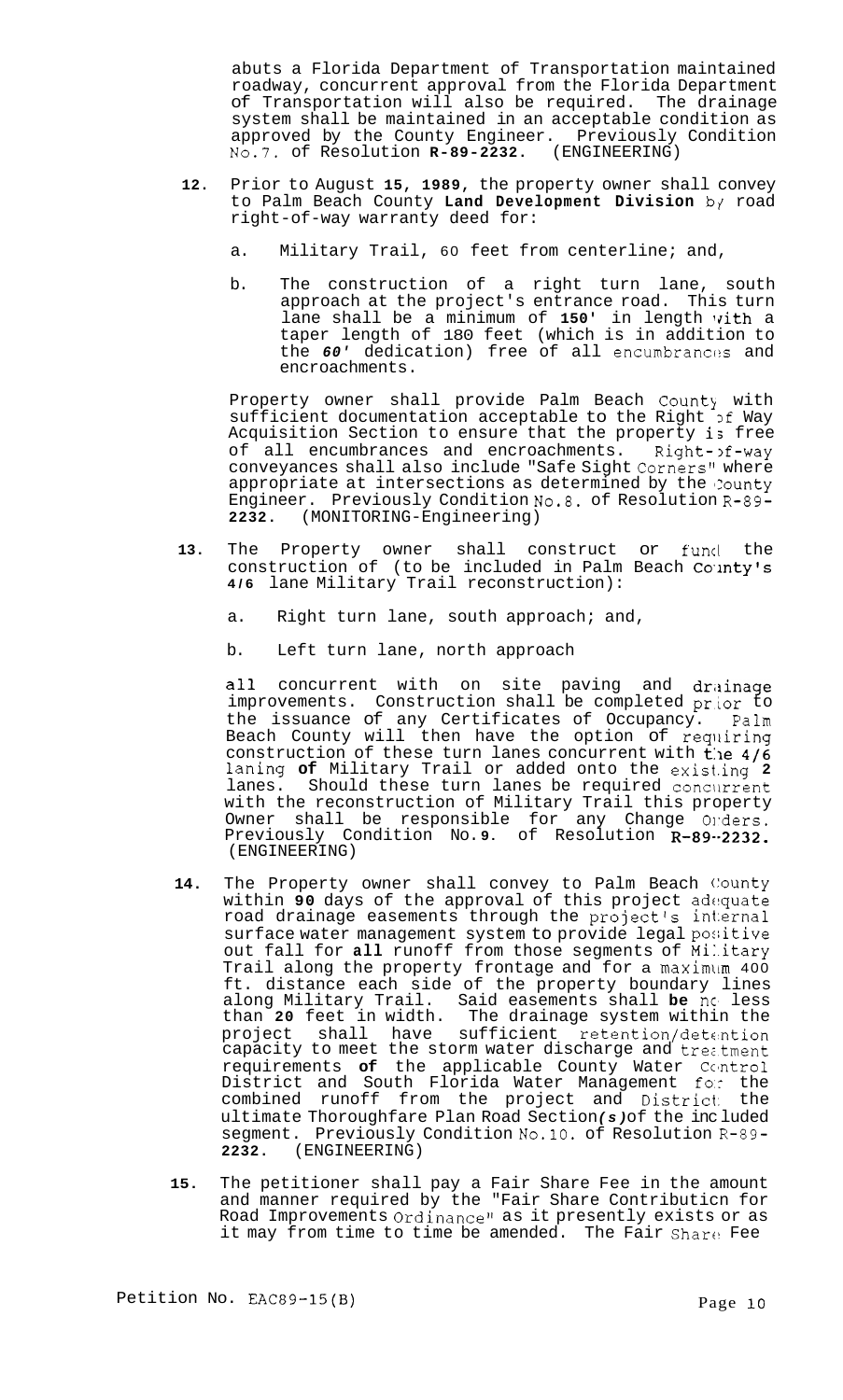abuts a Florida Department of Transportation maintained roadway, concurrent approval from the Florida Department of Transportation will also be required. The drainage system shall be maintained in an acceptable condition as approved by the County Engineer. Previously Condition No.7. of Resolution **R-89-2232**. (ENGINEERING)

**12.** Prior to August **15**, **1989**, the property owner shall convey to Palm Beach County **Land Development Division** by road right-of-way warranty deed for:

a. Military Trail, 60 feet from centerline; and,

b. The construction of a right turn lane, south approach at the project's entrance road. This turn lane shall be a minimum of **150'** in length with a taper length of 180 feet (which is in addition to the *60'* dedication) free of all encumbrances and encroachments.

Property owner shall provide Palm Beach County with sufficient documentation acceptable to the Right of Way Acquisition Section to ensure that the property is free of all encumbrances and encroachments. Right-of-way conveyances shall also include "Safe Sight Corners" where appropriate at intersections as determined by the County Engineer. Previously Condition No.8. of Resolution R-89-**2232**. (MONITORING-Engineering)

**13.** The Property owner shall construct or fund the construction of (to be included in Palm Beach County's **4/6** lane Military Trail reconstruction):

a. Right turn lane, south approach; and,

b. Left turn lane, north approach

all concurrent with on site paving and drainage improvements. Construction shall be completed prior to the issuance of any Certificates of Occupancy. Palm Beach County will then have the option of requiring construction of these turn lanes concurrent with the **4/6** laning **of** Military Trail or added onto the existing **2** lanes. Should these turn lanes be required concurrent with the reconstruction of Military Trail this property Owner shall be responsible for any Change Orders. Previously Condition No.**9**. of Resolution **R-89-2232.** (ENGINEERING)

**14.** The Property owner shall convey to Palm Beach County within **90** days of the approval of this project adequate road drainage easements through the project's internal surface water management system to provide legal positive out fall for **all** runoff from those segments of Military Trail along the property frontage and for a maximum 400 ft. distance each side of the property boundary lines along Military Trail. Said easements shall **be** no less than **20** feet in width. The drainage system within the project shall have sufficient retention/detention capacity to meet the storm water discharge and treatment requirements **of** the applicable County Water Control District and South Florida Water Management for the combined runoff from the project and District the ultimate Thoroughfare Plan Road Section*(s)*of the included segment. Previously Condition No.10. of Resolution R-89-**2232**. (ENGINEERING)

**15.** The petitioner shall pay a Fair Share Fee in the amount and manner required by the "Fair Share Contribution for Road Improvements Ordinance" as it presently exists or as it may from time to time be amended. The Fair Share Fee

Petition No. EAC89-15(B)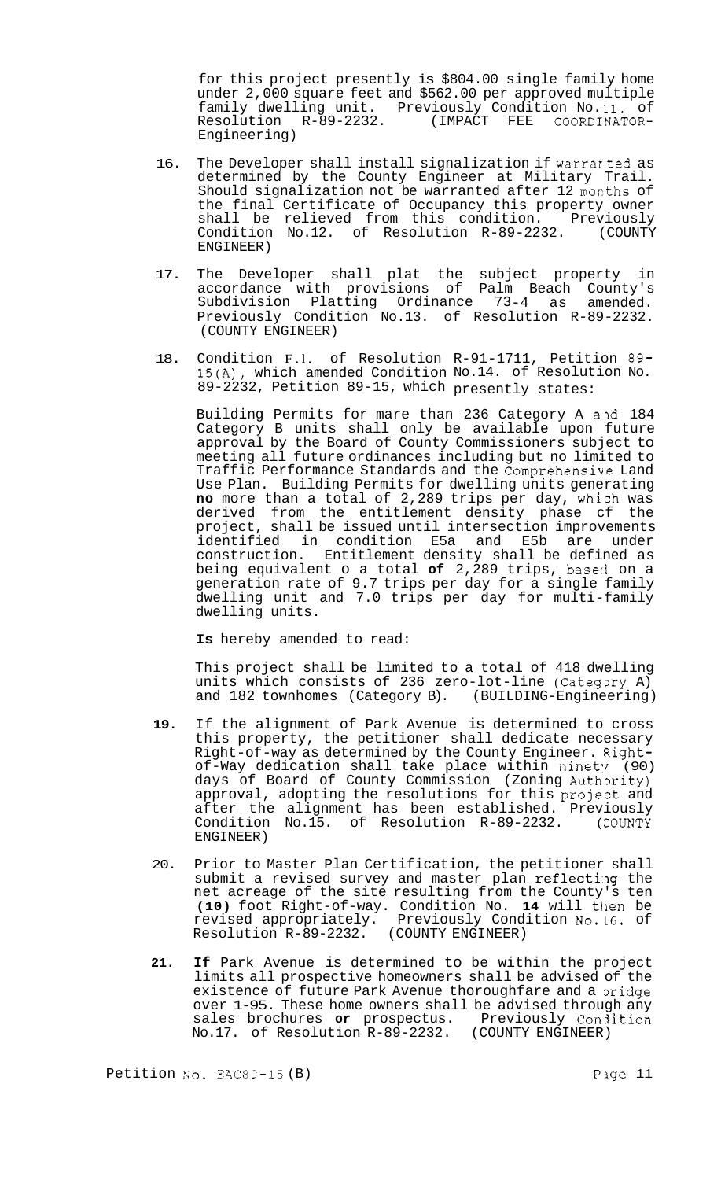for this project presently is $804.00 single family home under 2,000 square feet and $562.00 per approved multiple family dwelling unit. Previously Condition No.11. of Resolution R-89-2232. (IMPACT FEE COORDINATOR-Engineering)

16. The Developer shall install signalization if warranted as determined by the County Engineer at Military Trail. Should signalization not be warranted after 12 months of the final Certificate of Occupancy this property owner shall be relieved from this condition. Previously Condition No.12. of Resolution R-89-2232. (COUNTY ENGINEER)

17. The Developer shall plat the subject property in accordance with provisions of Palm Beach County's Subdivision Platting Ordinance 73-4 as amended. Previously Condition No.13. of Resolution R-89-2232. (COUNTY ENGINEER)

18. Condition F.1. of Resolution R-91-1711, Petition 89-15(A), which amended Condition No.14. of Resolution No. 89-2232, Petition 89-15, which presently states:

    Building Permits for mare than 236 Category A and 184 Category B units shall only be available upon future approval by the Board of County Commissioners subject to meeting all future ordinances including but no limited to Traffic Performance Standards and the Comprehensive Land Use Plan. Building Permits for dwelling units generating **no** more than a total of 2,289 trips per day, which was derived from the entitlement density phase of the project, shall be issued until intersection improvements identified in condition E5a and E5b are under construction. Entitlement density shall be defined as being equivalent o a total **of** 2,289 trips, based on a generation rate of 9.7 trips per day for a single family dwelling unit and 7.0 trips per day for multi-family dwelling units.

    **Is** hereby amended to read:

    This project shall be limited to a total of 418 dwelling units which consists of 236 zero-lot-line (Category A) and 182 townhomes (Category B). (BUILDING-Engineering)

19. If the alignment of Park Avenue is determined to cross this property, the petitioner shall dedicate necessary Right-of-way as determined by the County Engineer. Right-of-Way dedication shall take place within ninety (90) days of Board of County Commission (Zoning Authority) approval, adopting the resolutions for this project and after the alignment has been established. Previously Condition No.15. of Resolution R-89-2232. (COUNTY ENGINEER)

20. Prior to Master Plan Certification, the petitioner shall submit a revised survey and master plan reflecting the net acreage of the site resulting from the County's ten **(10)** foot Right-of-way. Condition No. **14** will then be revised appropriately. Previously Condition No.16. of Resolution R-89-2232. (COUNTY ENGINEER)

21. **If** Park Avenue is determined to be within the project limits all prospective homeowners shall be advised of the existence of future Park Avenue thoroughfare and a bridge over 1-95. These home owners shall be advised through any sales brochures **or** prospectus. Previously Condition No.17. of Resolution R-89-2232. (COUNTY ENGINEER)

Petition No. EAC89-15(B)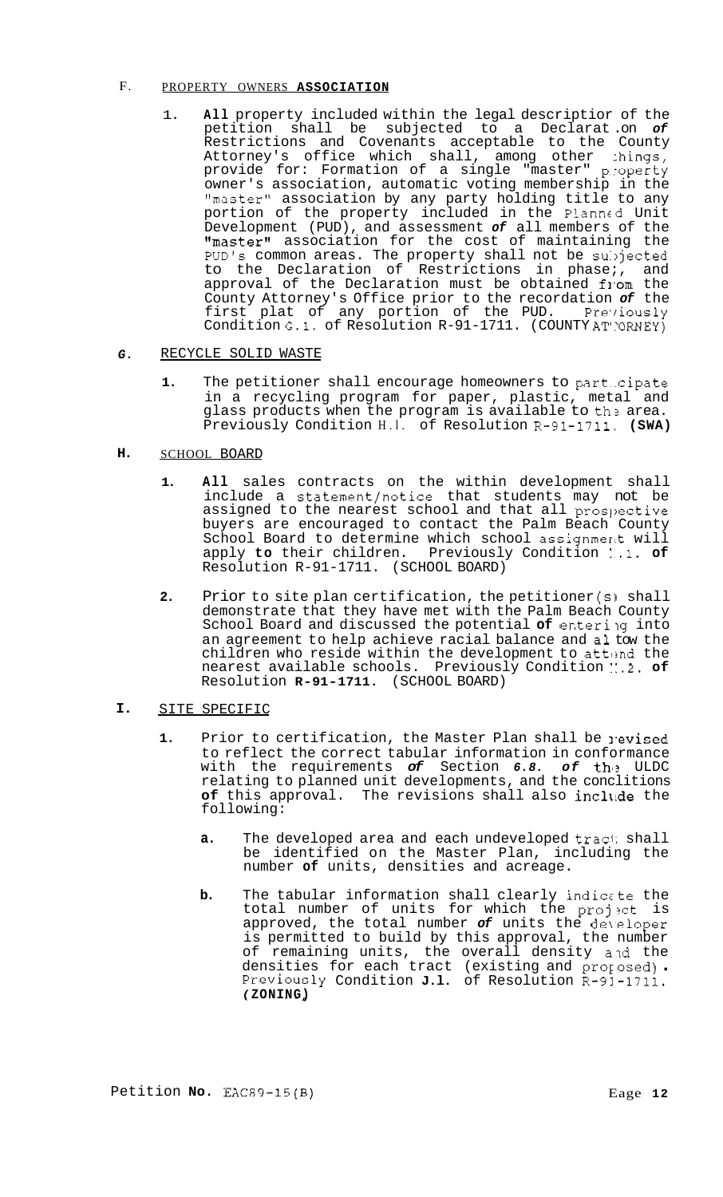F. PROPERTY OWNERS **ASSOCIATION**

1. **All** property included within the legal descriptior of the petition shall be subjected to a Declaration *of* Restrictions and Covenants acceptable to the County Attorney's office which shall, among other things, provide for: Formation of a single "master" property owner's association, automatic voting membership in the "master" association by any party holding title to any portion of the property included in the Planned Unit Development (PUD), and assessment *of* all members of the "master" association for the cost of maintaining the PUD's common areas. The property shall not be subjected to the Declaration of Restrictions in phases, and approval of the Declaration must be obtained from the County Attorney's Office prior to the recordation *of* the first plat of any portion of the PUD. Previously Condition G.1. of Resolution R-91-1711. (COUNTY ATTORNEY)

*G.* RECYCLE SOLID WASTE

1. The petitioner shall encourage homeowners to participate in a recycling program for paper, plastic, metal and glass products when the program is available to the area. Previously Condition H.1. of Resolution R-91-1711. **(SWA)**

**H.** SCHOOL BOARD

1. **All** sales contracts on the within development shall include a statement/notice that students may not be assigned to the nearest school and that all prospective buyers are encouraged to contact the Palm Beach County School Board to determine which school assignment will apply **to** their children. Previously Condition I.1. **of** Resolution R-91-1711. (SCHOOL BOARD)

2. Prior to site plan certification, the petitioner(s) shall demonstrate that they have met with the Palm Beach County School Board and discussed the potential **of** entering into an agreement to help achieve racial balance and allow the children who reside within the development to attend the nearest available schools. Previously Condition I.2. **of** Resolution **R-91-1711.** (SCHOOL BOARD)

**I.** SITE SPECIFIC

1. Prior to certification, the Master Plan shall be revised to reflect the correct tabular information in conformance with the requirements *of* Section *6.8. of* the ULDC relating to planned unit developments, and the conditions **of** this approval. The revisions shall also include the following:

   **a.** The developed area and each undeveloped tract shall be identified on the Master Plan, including the number **of** units, densities and acreage.

   **b.** The tabular information shall clearly indicate the total number of units for which the project is approved, the total number *of* units the developer is permitted to build by this approval, the number of remaining units, the overall density and the densities for each tract (existing and proposed). Previously Condition **J.1.** of Resolution R-91-1711. ***(ZONING)***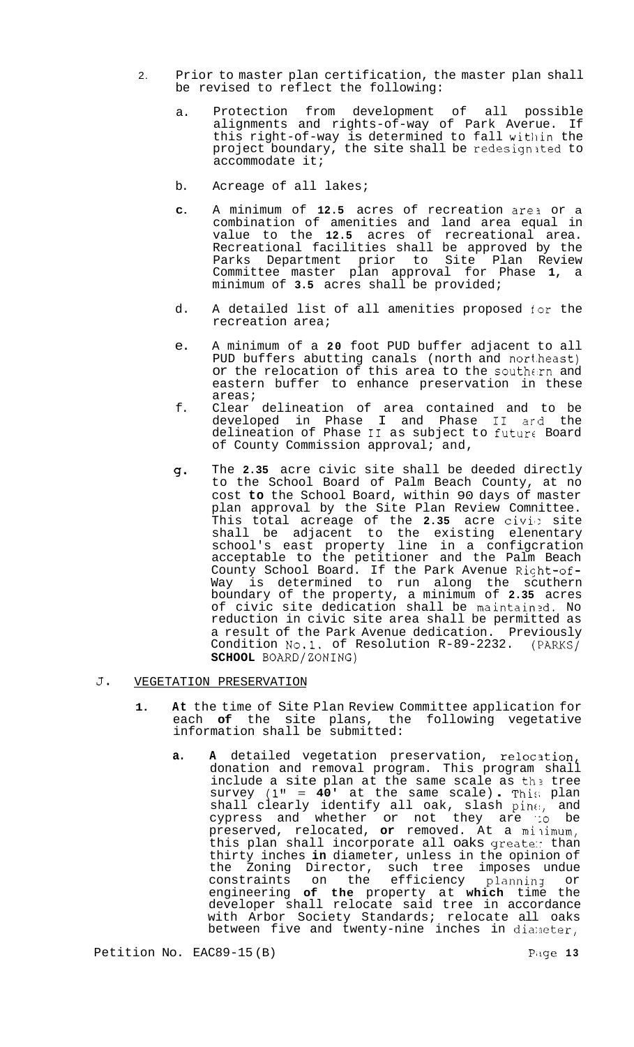2. Prior to master plan certification, the master plan shall be revised to reflect the following:

   a. Protection from development of all possible alignments and rights-of-way of Park Avenue. If this right-of-way is determined to fall within the project boundary, the site shall be redesignated to accommodate it;

   b. Acreage of all lakes;

   c. A minimum of **12.5** acres of recreation area or a combination of amenities and land area equal in value to the **12.5** acres of recreational area. Recreational facilities shall be approved by the Parks Department prior to Site Plan Review Committee master plan approval for Phase **1**, a minimum of **3.5** acres shall be provided;

   d. A detailed list of all amenities proposed for the recreation area;

   e. A minimum of a **20** foot PUD buffer adjacent to all PUD buffers abutting canals (north and northeast) or the relocation of this area to the southern and eastern buffer to enhance preservation in these areas;

   f. Clear delineation of area contained and to be developed in Phase I and Phase II and the delineation of Phase II as subject to future Board of County Commission approval; and,

   g. The **2.35** acre civic site shall be deeded directly to the School Board of Palm Beach County, at no cost **to** the School Board, within 90 days of master plan approval by the Site Plan Review Committee. This total acreage of the **2.35** acre civic site shall be adjacent to the existing elenentary school's east property line in a configcration acceptable to the petitioner and the Palm Beach County School Board. If the Park Avenue Right-of-Way is determined to run along the scuthern boundary of the property, a minimum of **2.35** acres of civic site dedication shall be maintained. No reduction in civic site area shall be permitted as a result of the Park Avenue dedication. Previously Condition No.1. of Resolution R-89-2232. (PARKS/ **SCHOOL** BOARD/ZONING)

J. VEGETATION PRESERVATION

1. **At** the time of Site Plan Review Committee application for each **of** the site plans, the following vegetative information shall be submitted:

   a. **A** detailed vegetation preservation, relocation, donation and removal program. This program shall include a site plan at the same scale as the tree survey (1" = **40'** at the same scale). This plan shall clearly identify all oak, slash pine, and cypress and whether or not they are to be preserved, relocated, **or** removed. At a minimum, this plan shall incorporate all oaks greater than thirty inches **in** diameter, unless in the opinion of the Zoning Director, such tree imposes undue constraints on the efficiency planning or engineering **of the** property at **which** time the developer shall relocate said tree in accordance with Arbor Society Standards; relocate all oaks between five and twenty-nine inches in diameter,

Petition No. EAC89-15(B)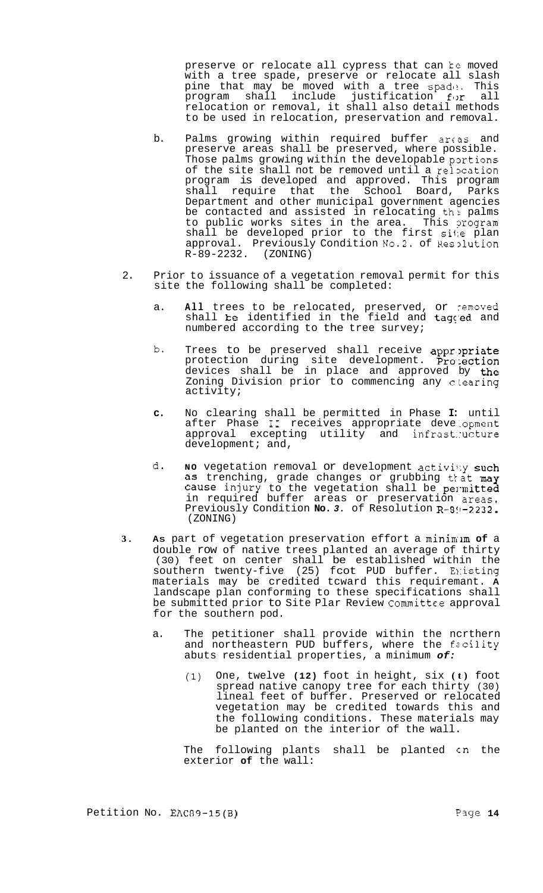preserve or relocate all cypress that can be moved with a tree spade, preserve or relocate all slash pine that may be moved with a tree spade. This program shall include justification for all relocation or removal, it shall also detail methods to be used in relocation, preservation and removal.

b. Palms growing within required buffer areas and preserve areas shall be preserved, where possible. Those palms growing within the developable portions of the site shall not be removed until a relocation program is developed and approved. This program shall require that the School Board, Parks Department and other municipal government agencies be contacted and assisted in relocating the palms to public works sites in the area. This program shall be developed prior to the first site plan approval. Previously Condition No. 2. of Resolution R-89-2232. (ZONING)

2. Prior to issuance of a vegetation removal permit for this site the following shall be completed:

   a. **All** trees to be relocated, preserved, or removed shall be identified in the field and tagged and numbered according to the tree survey;

   b. Trees to be preserved shall receive appropriate protection during site development. Protection devices shall be in place and approved by the Zoning Division prior to commencing any clearing activity;

   c. No clearing shall be permitted in Phase **I**: until after Phase II receives appropriate development approval excepting utility and infrastructure development; and,

   d. **NO** vegetation removal or development activity such as trenching, grade changes or grubbing that may cause injury to the vegetation shall be permitted in required buffer areas or preservation areas. Previously Condition **No.** *3*. of Resolution R-89-2232. (ZONING)

3. **As** part of vegetation preservation effort a minimum **of** a double row of native trees planted an average of thirty (30) feet on center shall be established within the southern twenty-five (25) foot PUD buffer. Existing materials may be credited toward this requirement. **A** landscape plan conforming to these specifications shall be submitted prior to Site Plan Review Committee approval for the southern pod.

   a. The petitioner shall provide within the northern and northeastern PUD buffers, where the facility abuts residential properties, a minimum *of:*

      (1) One, twelve **(12)** foot in height, six **(6)** foot spread native canopy tree for each thirty (30) lineal feet of buffer. Preserved or relocated vegetation may be credited towards this and the following conditions. These materials may be planted on the interior of the wall.

   The following plants shall be planted on the exterior **of** the wall:

Petition No. EAC89-15(B)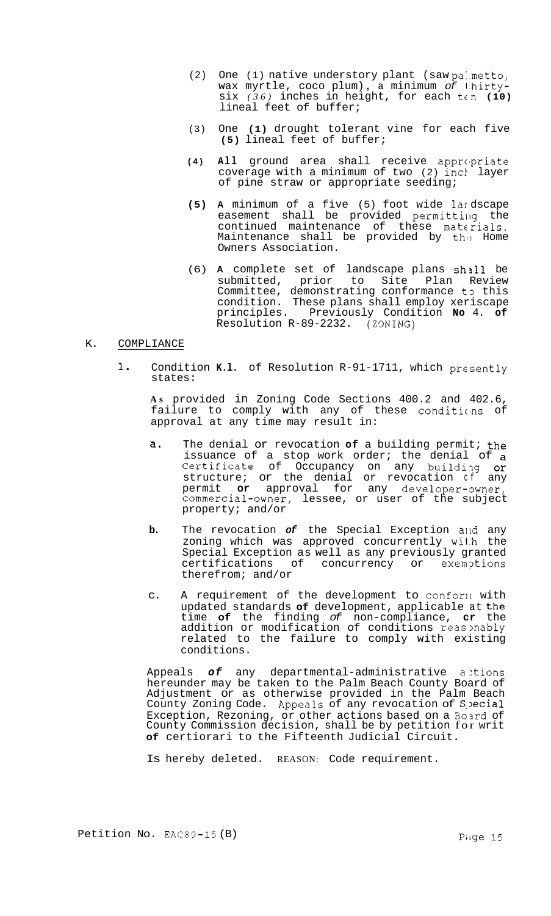(2) One (1) native understory plant (saw palmetto, wax myrtle, coco plum), a minimum of thirty-six (36) inches in height, for each ten (10) lineal feet of buffer;

(3) One (1) drought tolerant vine for each five (5) lineal feet of buffer;

(4) All ground area shall receive appropriate coverage with a minimum of two (2) inch layer of pine straw or appropriate seeding;

(5) A minimum of a five (5) foot wide landscape easement shall be provided permitting the continued maintenance of these materials. Maintenance shall be provided by the Home Owners Association.

(6) A complete set of landscape plans shall be submitted, prior to Site Plan Review Committee, demonstrating conformance to this condition. These plans shall employ xeriscape principles. Previously Condition No 4. of Resolution R-89-2232. (ZONING)

K. COMPLIANCE

1. Condition K.1. of Resolution R-91-1711, which presently states:

As provided in Zoning Code Sections 400.2 and 402.6, failure to comply with any of these conditions of approval at any time may result in:

a. The denial or revocation of a building permit; the issuance of a stop work order; the denial of a Certificate of Occupancy on any building or structure; or the denial or revocation of any permit or approval for any developer-owner, commercial-owner, lessee, or user of the subject property; and/or

b. The revocation of the Special Exception and any zoning which was approved concurrently with the Special Exception as well as any previously granted certifications of concurrency or exemptions therefrom; and/or

c. A requirement of the development to conform with updated standards of development, applicable at the time of the finding of non-compliance, or the addition or modification of conditions reasonably related to the failure to comply with existing conditions.

Appeals of any departmental-administrative actions hereunder may be taken to the Palm Beach County Board of Adjustment or as otherwise provided in the Palm Beach County Zoning Code. Appeals of any revocation of Special Exception, Rezoning, or other actions based on a Board of County Commission decision, shall be by petition for writ of certiorari to the Fifteenth Judicial Circuit.

Is hereby deleted. REASON: Code requirement.

Petition No. EAC89-15(B)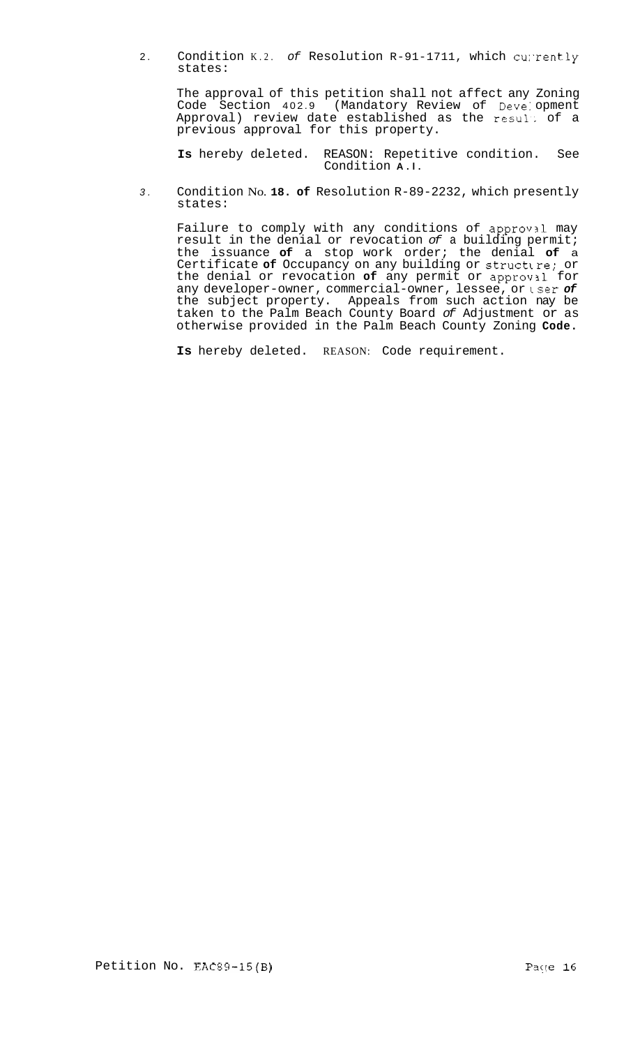2. Condition K.2. of Resolution R-91-1711, which currently states:

   The approval of this petition shall not affect any Zoning Code Section 402.9 (Mandatory Review of Development Approval) review date established as the result of a previous approval for this property.

   **Is** hereby deleted. REASON: Repetitive condition. See Condition **A.1**.

3. Condition No. **18. of** Resolution R-89-2232, which presently states:

   Failure to comply with any conditions of approval may result in the denial or revocation *of* a building permit; the issuance **of** a stop work order; the denial **of** a Certificate **of** Occupancy on any building or structure; or the denial or revocation **of** any permit or approval for any developer-owner, commercial-owner, lessee, or user ***of*** the subject property. Appeals from such action may be taken to the Palm Beach County Board *of* Adjustment or as otherwise provided in the Palm Beach County Zoning **Code**.

   **Is** hereby deleted. REASON: Code requirement.

Petition No. EAC89-15(B)